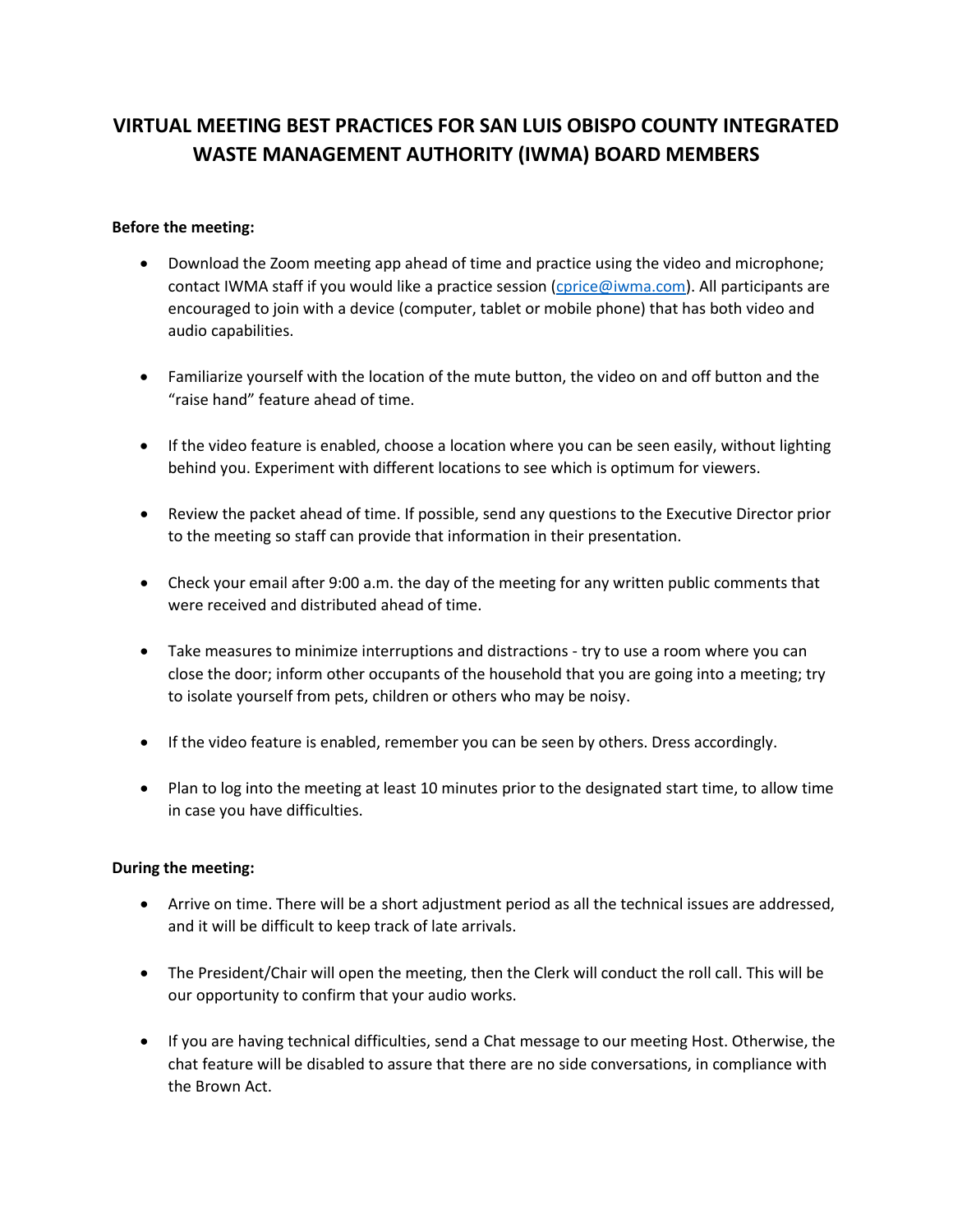# VIRTUAL MEETING BEST PRACTICES FOR SAN LUIS OBISPO COUNTY INTEGRATED WASTE MANAGEMENT AUTHORITY (IWMA) BOARD MEMBERS

**Before the meeting:**

- Download the Zoom meeting app ahead of time and practice using the video and microphone; contact IWMA staff if you would like a practice session (cprice@iwma.com). All participants are encouraged to join with a device (computer, tablet or mobile phone) that has both video and audio capabilities.

- Familiarize yourself with the location of the mute button, the video on and off button and the "raise hand" feature ahead of time.

- If the video feature is enabled, choose a location where you can be seen easily, without lighting behind you. Experiment with different locations to see which is optimum for viewers.

- Review the packet ahead of time. If possible, send any questions to the Executive Director prior to the meeting so staff can provide that information in their presentation.

- Check your email after 9:00 a.m. the day of the meeting for any written public comments that were received and distributed ahead of time.

- Take measures to minimize interruptions and distractions - try to use a room where you can close the door; inform other occupants of the household that you are going into a meeting; try to isolate yourself from pets, children or others who may be noisy.

- If the video feature is enabled, remember you can be seen by others. Dress accordingly.

- Plan to log into the meeting at least 10 minutes prior to the designated start time, to allow time in case you have difficulties.

**During the meeting:**

- Arrive on time. There will be a short adjustment period as all the technical issues are addressed, and it will be difficult to keep track of late arrivals.

- The President/Chair will open the meeting, then the Clerk will conduct the roll call. This will be our opportunity to confirm that your audio works.

- If you are having technical difficulties, send a Chat message to our meeting Host. Otherwise, the chat feature will be disabled to assure that there are no side conversations, in compliance with the Brown Act.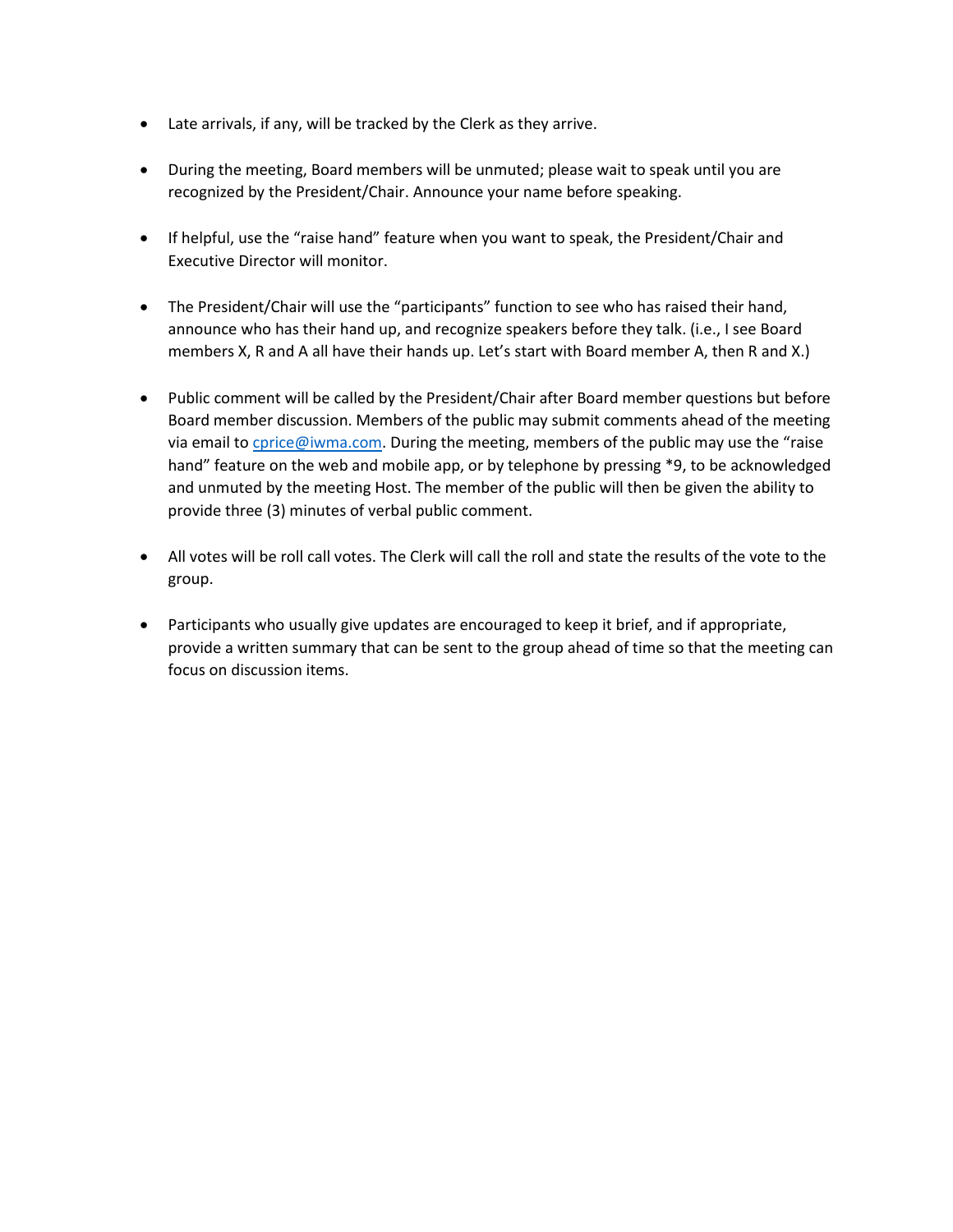- Late arrivals, if any, will be tracked by the Clerk as they arrive.

- During the meeting, Board members will be unmuted; please wait to speak until you are recognized by the President/Chair. Announce your name before speaking.

- If helpful, use the "raise hand" feature when you want to speak, the President/Chair and Executive Director will monitor.

- The President/Chair will use the "participants" function to see who has raised their hand, announce who has their hand up, and recognize speakers before they talk. (i.e., I see Board members X, R and A all have their hands up. Let's start with Board member A, then R and X.)

- Public comment will be called by the President/Chair after Board member questions but before Board member discussion. Members of the public may submit comments ahead of the meeting via email to cprice@iwma.com. During the meeting, members of the public may use the "raise hand" feature on the web and mobile app, or by telephone by pressing *9, to be acknowledged and unmuted by the meeting Host. The member of the public will then be given the ability to provide three (3) minutes of verbal public comment.

- All votes will be roll call votes. The Clerk will call the roll and state the results of the vote to the group.

- Participants who usually give updates are encouraged to keep it brief, and if appropriate, provide a written summary that can be sent to the group ahead of time so that the meeting can focus on discussion items.